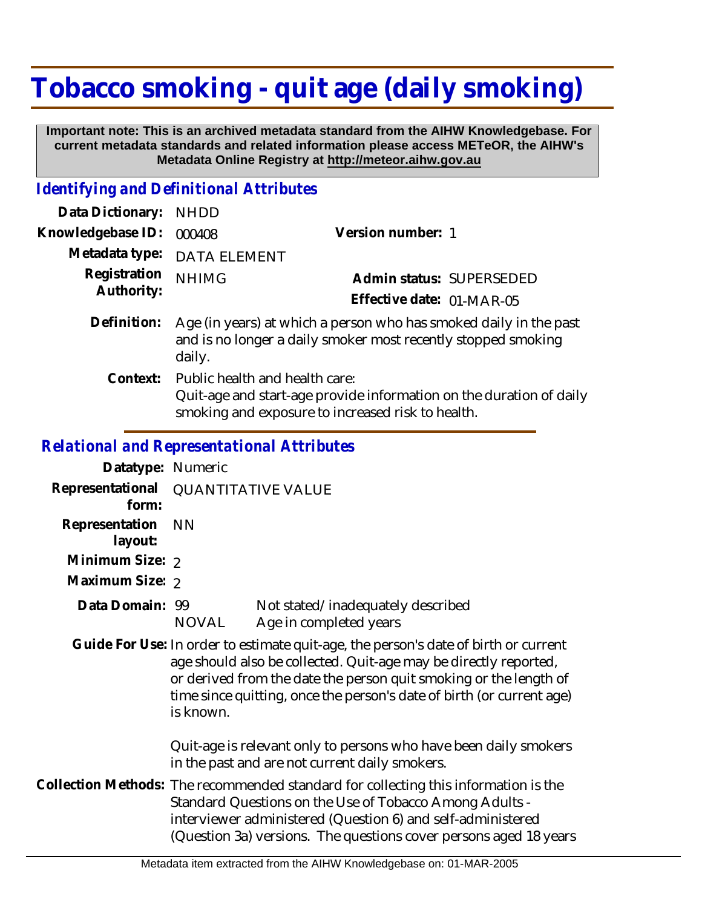# Tobacco smoking - quit age (daily smoking)

**Important note: This is an archived metadata standard from the AIHW Knowledgebase. For current metadata standards and related information please access METeOR, the AIHW's Metadata Online Registry at http://meteor.aihw.gov.au**

## *Identifying and Definitional Attributes*

**Data Dictionary:** NHDD

**Knowledgebase ID:** 000408

**Version number:** 1

**Metadata type:** DATA ELEMENT

**Registration Authority:** NHIMG

**Admin status:** SUPERSEDED

**Effective date:** 01-MAR-05

**Definition:** Age (in years) at which a person who has smoked daily in the past and is no longer a daily smoker most recently stopped smoking daily.

**Context:** Public health and health care:
Quit-age and start-age provide information on the duration of daily smoking and exposure to increased risk to health.

## *Relational and Representational Attributes*

**Datatype:** Numeric

**Representational form:** QUANTITATIVE VALUE

**Representation layout:** NN

**Minimum Size:** 2

**Maximum Size:** 2

**Data Domain:**

| | |
|---|---|
| 99 | Not stated/inadequately described |
| NOVAL | Age in completed years |

**Guide For Use:** In order to estimate quit-age, the person's date of birth or current age should also be collected. Quit-age may be directly reported, or derived from the date the person quit smoking or the length of time since quitting, once the person's date of birth (or current age) is known.

Quit-age is relevant only to persons who have been daily smokers in the past and are not current daily smokers.

**Collection Methods:** The recommended standard for collecting this information is the Standard Questions on the Use of Tobacco Among Adults - interviewer administered (Question 6) and self-administered (Question 3a) versions. The questions cover persons aged 18 years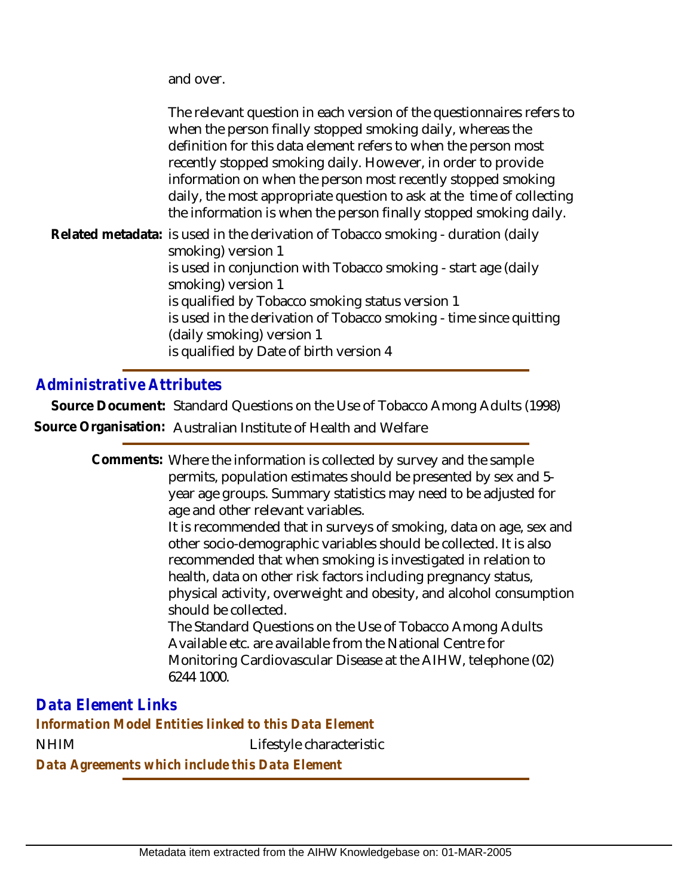and over.

The relevant question in each version of the questionnaires refers to when the person finally stopped smoking daily, whereas the definition for this data element refers to when the person most recently stopped smoking daily. However, in order to provide information on when the person most recently stopped smoking daily, the most appropriate question to ask at the time of collecting the information is when the person finally stopped smoking daily.

**Related metadata:** is used in the derivation of Tobacco smoking - duration (daily smoking) version 1
is used in conjunction with Tobacco smoking - start age (daily smoking) version 1
is qualified by Tobacco smoking status version 1
is used in the derivation of Tobacco smoking - time since quitting (daily smoking) version 1
is qualified by Date of birth version 4

## Administrative Attributes

**Source Document:** Standard Questions on the Use of Tobacco Among Adults (1998)

**Source Organisation:** Australian Institute of Health and Welfare

**Comments:** Where the information is collected by survey and the sample permits, population estimates should be presented by sex and 5-year age groups. Summary statistics may need to be adjusted for age and other relevant variables.
It is recommended that in surveys of smoking, data on age, sex and other socio-demographic variables should be collected. It is also recommended that when smoking is investigated in relation to health, data on other risk factors including pregnancy status, physical activity, overweight and obesity, and alcohol consumption should be collected.
The Standard Questions on the Use of Tobacco Among Adults Available etc. are available from the National Centre for Monitoring Cardiovascular Disease at the AIHW, telephone (02) 6244 1000.

## Data Element Links

### Information Model Entities linked to this Data Element

NHIM Lifestyle characteristic

### Data Agreements which include this Data Element